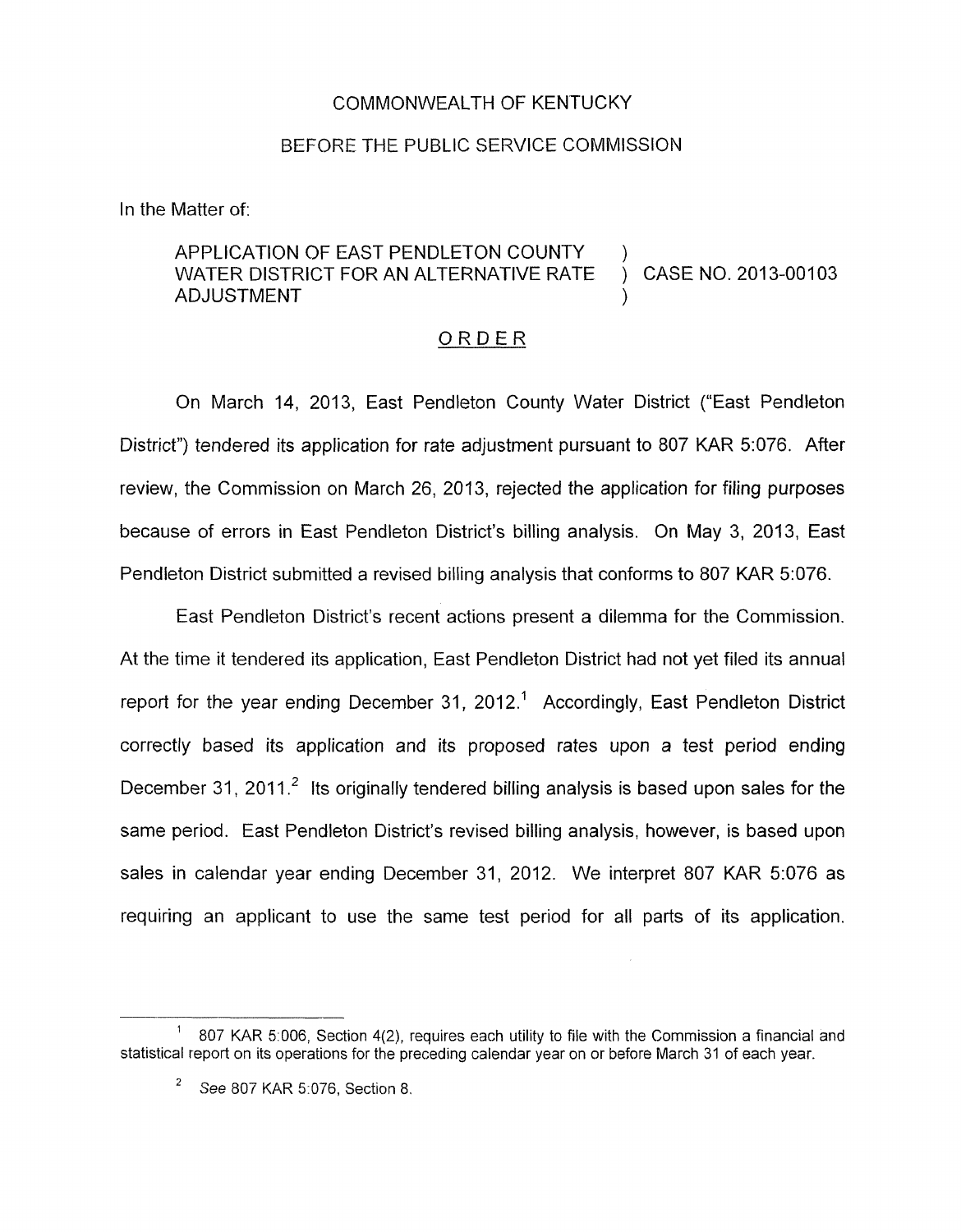COMMONWEALTH OF KENTUCKY

BEFORE THE PUBLIC SERVICE COMMISSION

In the Matter of:

APPLICATION OF EAST PENDLETON COUNTY WATER DISTRICT FOR AN ALTERNATIVE RATE ADJUSTMENT ) CASE NO. 2013-00103

## ORDER

On March 14, 2013, East Pendleton County Water District ("East Pendleton District") tendered its application for rate adjustment pursuant to 807 KAR 5:076. After review, the Commission on March 26, 2013, rejected the application for filing purposes because of errors in East Pendleton District's billing analysis. On May 3, 2013, East Pendleton District submitted a revised billing analysis that conforms to 807 KAR 5:076.

East Pendleton District's recent actions present a dilemma for the Commission. At the time it tendered its application, East Pendleton District had not yet filed its annual report for the year ending December 31, 2012.[1] Accordingly, East Pendleton District correctly based its application and its proposed rates upon a test period ending December 31, 2011.[2] Its originally tendered billing analysis is based upon sales for the same period. East Pendleton District's revised billing analysis, however, is based upon sales in calendar year ending December 31, 2012. We interpret 807 KAR 5:076 as requiring an applicant to use the same test period for all parts of its application.

---

[1] 807 KAR 5:006, Section 4(2), requires each utility to file with the Commission a financial and statistical report on its operations for the preceding calendar year on or before March 31 of each year.

[2] *See* 807 KAR 5:076, Section 8.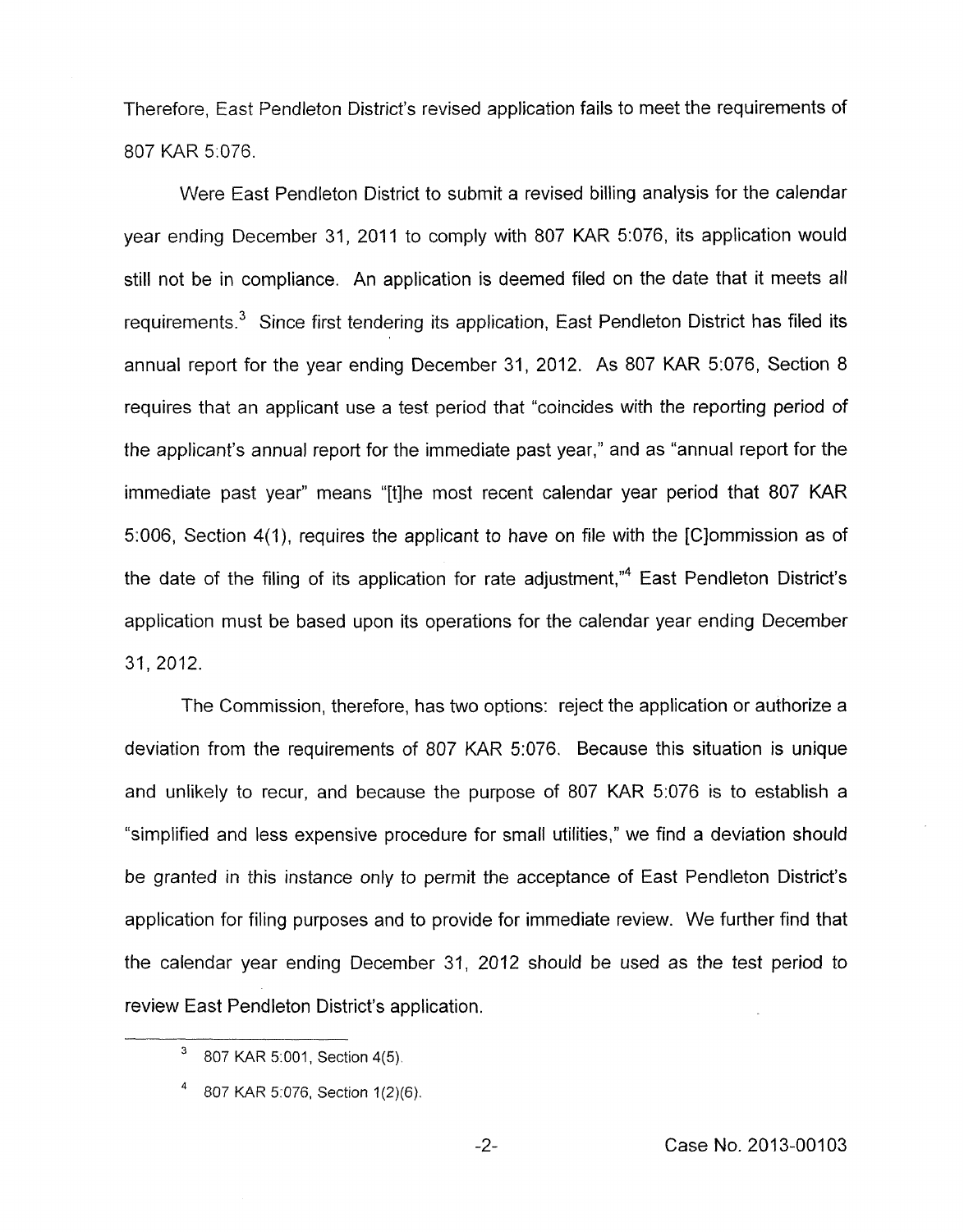Therefore, East Pendleton District's revised application fails to meet the requirements of 807 KAR 5:076.

Were East Pendleton District to submit a revised billing analysis for the calendar year ending December 31, 2011 to comply with 807 KAR 5:076, its application would still not be in compliance. An application is deemed filed on the date that it meets all requirements.[3] Since first tendering its application, East Pendleton District has filed its annual report for the year ending December 31, 2012. As 807 KAR 5:076, Section 8 requires that an applicant use a test period that "coincides with the reporting period of the applicant's annual report for the immediate past year," and as "annual report for the immediate past year" means "[t]he most recent calendar year period that 807 KAR 5:006, Section 4(1), requires the applicant to have on file with the [C]ommission as of the date of the filing of its application for rate adjustment,"[4] East Pendleton District's application must be based upon its operations for the calendar year ending December 31, 2012.

The Commission, therefore, has two options: reject the application or authorize a deviation from the requirements of 807 KAR 5:076. Because this situation is unique and unlikely to recur, and because the purpose of 807 KAR 5:076 is to establish a "simplified and less expensive procedure for small utilities," we find a deviation should be granted in this instance only to permit the acceptance of East Pendleton District's application for filing purposes and to provide for immediate review. We further find that the calendar year ending December 31, 2012 should be used as the test period to review East Pendleton District's application.

---

[3] 807 KAR 5:001, Section 4(5).

[4] 807 KAR 5:076, Section 1(2)(6).

Case No. 2013-00103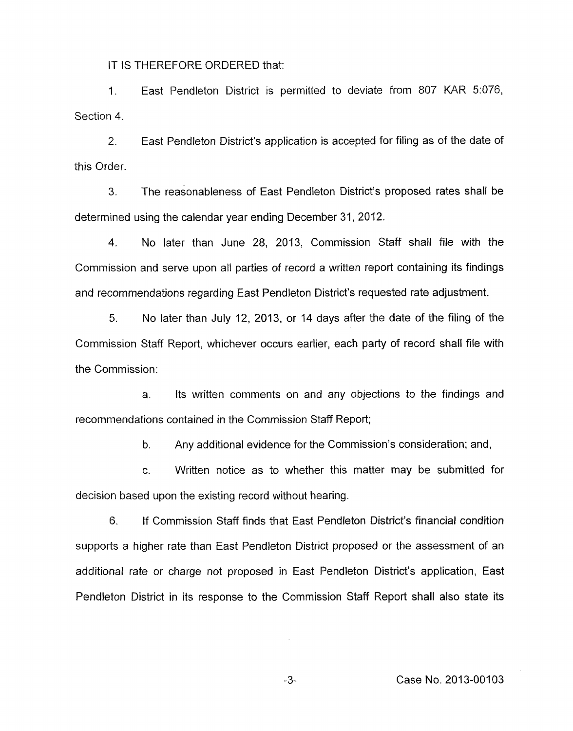IT IS THEREFORE ORDERED that:

1. East Pendleton District is permitted to deviate from 807 KAR 5:076, Section 4.

2. East Pendleton District's application is accepted for filing as of the date of this Order.

3. The reasonableness of East Pendleton District's proposed rates shall be determined using the calendar year ending December 31, 2012.

4. No later than June 28, 2013, Commission Staff shall file with the Commission and serve upon all parties of record a written report containing its findings and recommendations regarding East Pendleton District's requested rate adjustment.

5. No later than July 12, 2013, or 14 days after the date of the filing of the Commission Staff Report, whichever occurs earlier, each party of record shall file with the Commission:

   a. Its written comments on and any objections to the findings and recommendations contained in the Commission Staff Report;

   b. Any additional evidence for the Commission's consideration; and,

   c. Written notice as to whether this matter may be submitted for decision based upon the existing record without hearing.

6. If Commission Staff finds that East Pendleton District's financial condition supports a higher rate than East Pendleton District proposed or the assessment of an additional rate or charge not proposed in East Pendleton District's application, East Pendleton District in its response to the Commission Staff Report shall also state its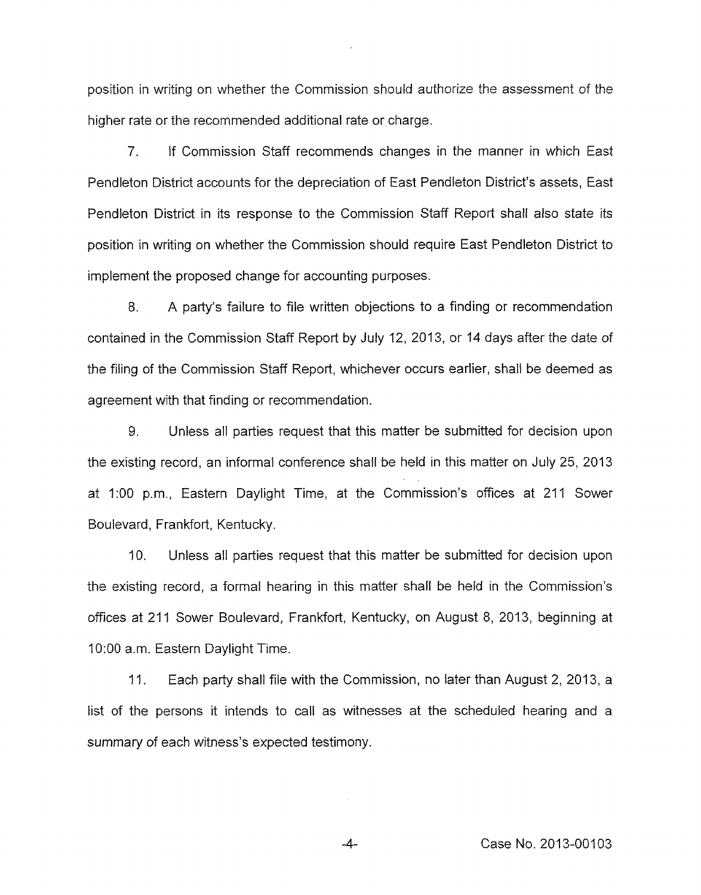position in writing on whether the Commission should authorize the assessment of the higher rate or the recommended additional rate or charge.

7. If Commission Staff recommends changes in the manner in which East Pendleton District accounts for the depreciation of East Pendleton District's assets, East Pendleton District in its response to the Commission Staff Report shall also state its position in writing on whether the Commission should require East Pendleton District to implement the proposed change for accounting purposes.

8. A party's failure to file written objections to a finding or recommendation contained in the Commission Staff Report by July 12, 2013, or 14 days after the date of the filing of the Commission Staff Report, whichever occurs earlier, shall be deemed as agreement with that finding or recommendation.

9. Unless all parties request that this matter be submitted for decision upon the existing record, an informal conference shall be held in this matter on July 25, 2013 at 1:00 p.m., Eastern Daylight Time, at the Commission's offices at 211 Sower Boulevard, Frankfort, Kentucky.

10. Unless all parties request that this matter be submitted for decision upon the existing record, a formal hearing in this matter shall be held in the Commission's offices at 211 Sower Boulevard, Frankfort, Kentucky, on August 8, 2013, beginning at 10:00 a.m. Eastern Daylight Time.

11. Each party shall file with the Commission, no later than August 2, 2013, a list of the persons it intends to call as witnesses at the scheduled hearing and a summary of each witness's expected testimony.

Case No. 2013-00103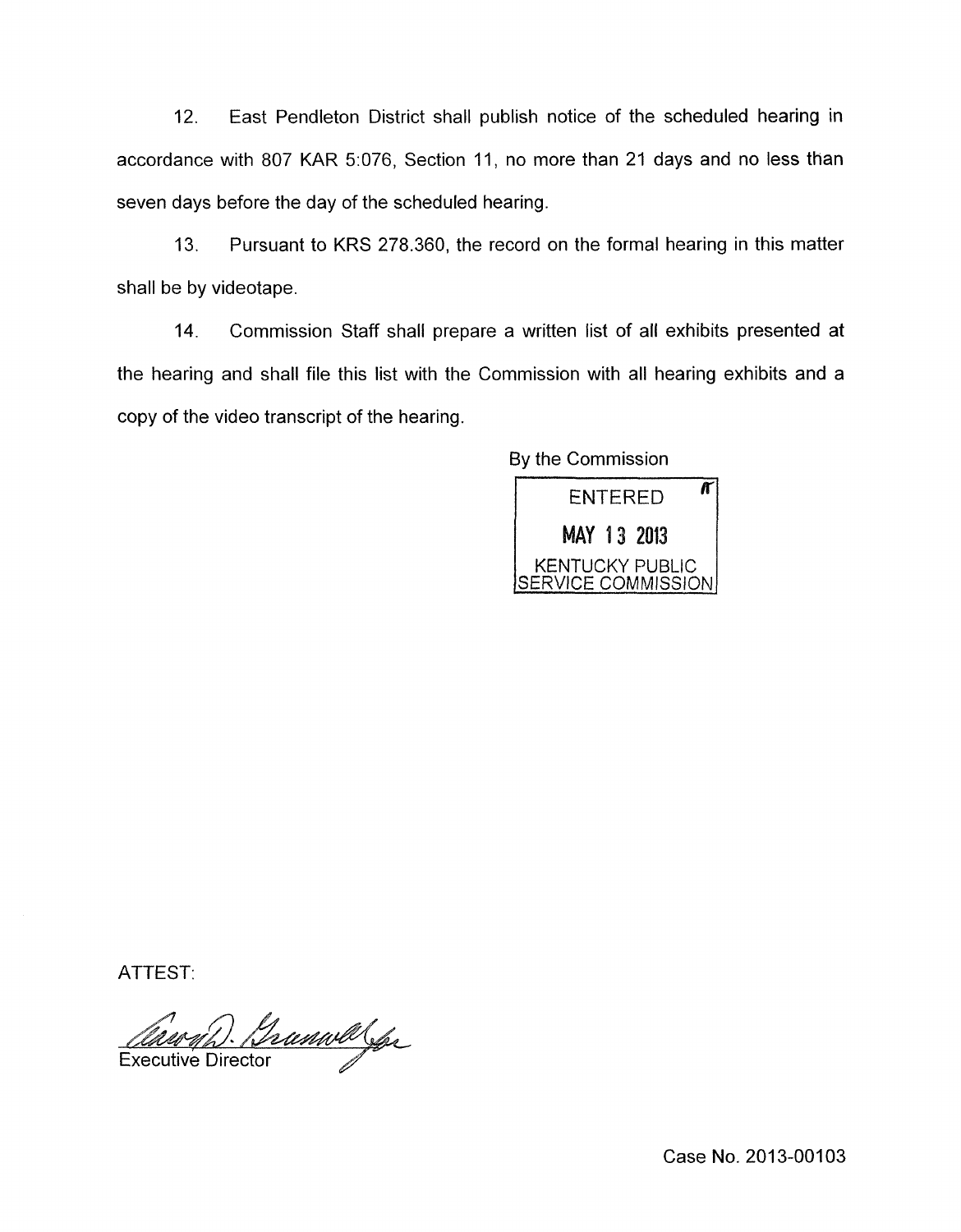12. East Pendleton District shall publish notice of the scheduled hearing in accordance with 807 KAR 5:076, Section 11, no more than 21 days and no less than seven days before the day of the scheduled hearing.

13. Pursuant to KRS 278.360, the record on the formal hearing in this matter shall be by videotape.

14. Commission Staff shall prepare a written list of all exhibits presented at the hearing and shall file this list with the Commission with all hearing exhibits and a copy of the video transcript of the hearing.

By the Commission

ENTERED
MAY 13 2013
KENTUCKY PUBLIC SERVICE COMMISSION

ATTEST:

Executive Director

Case No. 2013-00103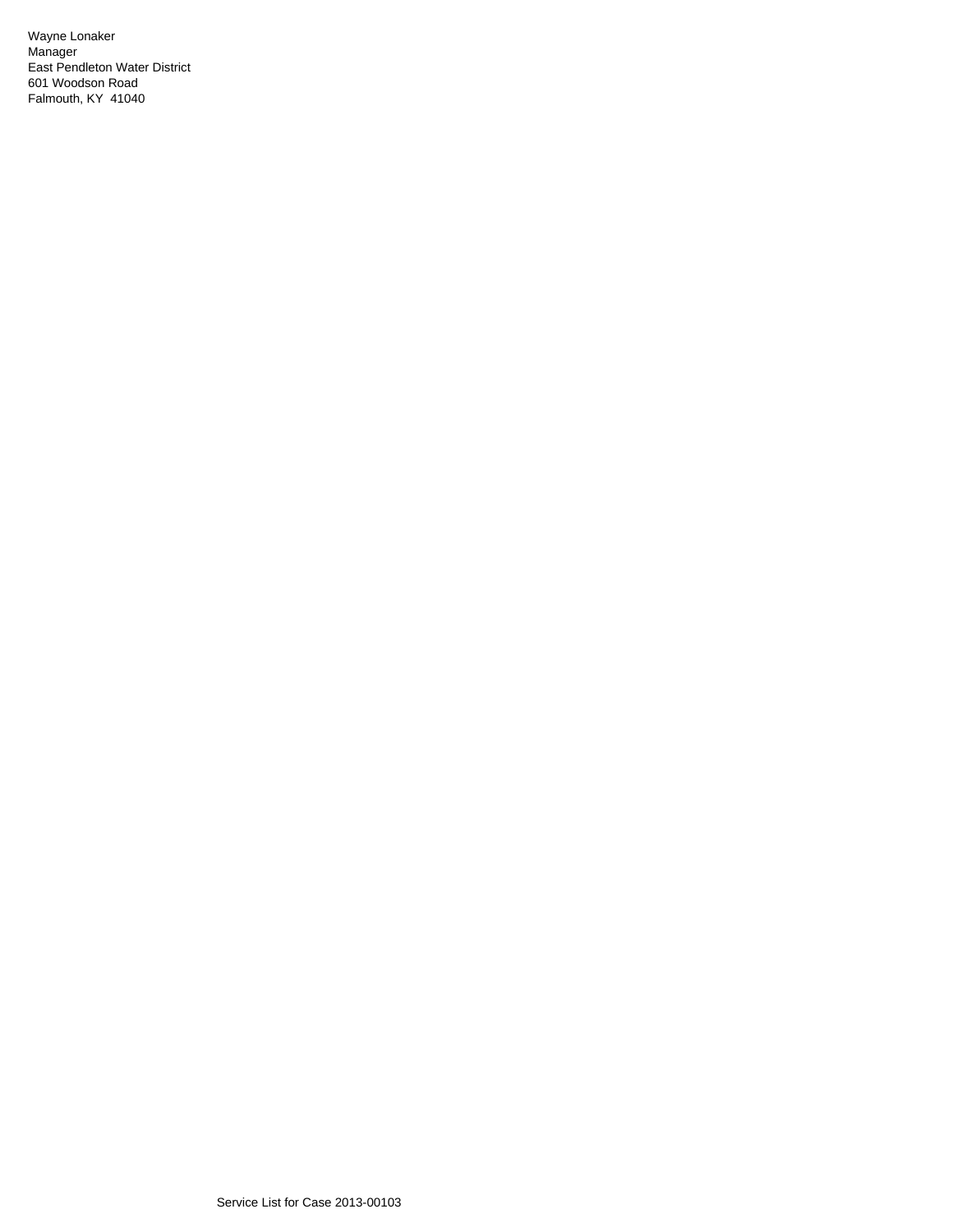Wayne Lonaker
Manager
East Pendleton Water District
601 Woodson Road
Falmouth, KY  41040